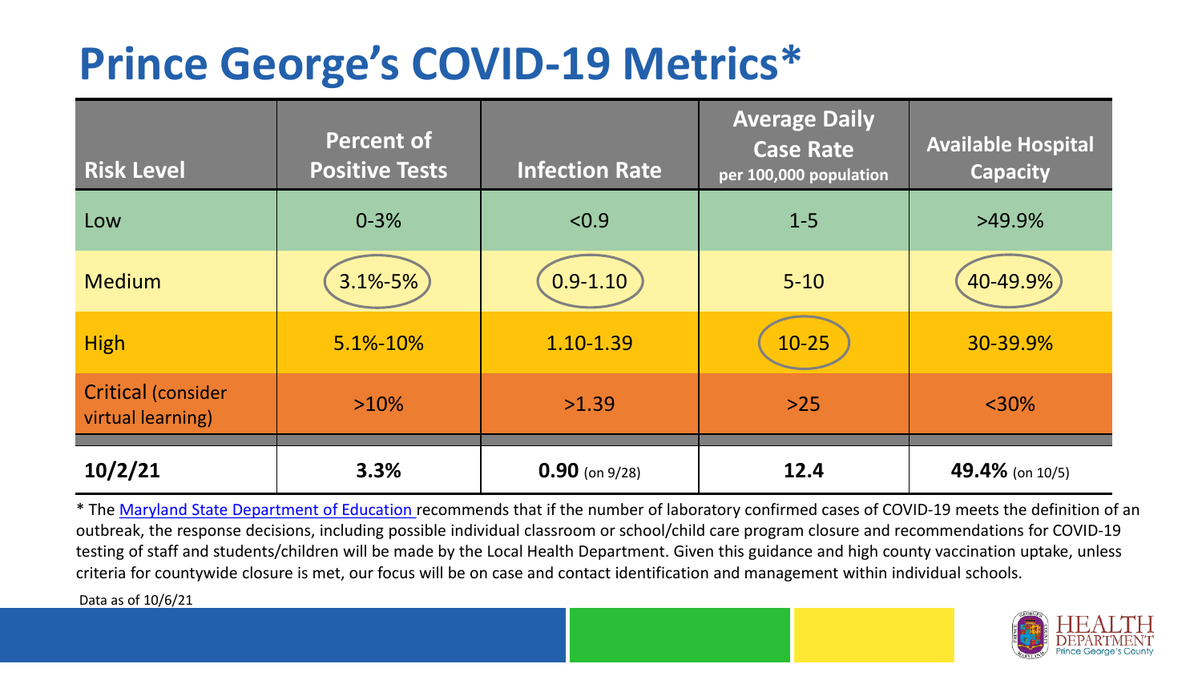# Prince George's COVID-19 Metrics*

| Risk Level | Percent of Positive Tests | Infection Rate | Average Daily Case Rate per 100,000 population | Available Hospital Capacity |
|---|---|---|---|---|
| Low | 0-3% | <0.9 | 1-5 | >49.9% |
| Medium | 3.1%-5% | 0.9-1.10 | 5-10 | 40-49.9% |
| High | 5.1%-10% | 1.10-1.39 | 10-25 | 30-39.9% |
| Critical (consider virtual learning) | >10% | >1.39 | >25 | <30% |
| **10/2/21** | **3.3%** | **0.90** (on 9/28) | **12.4** | **49.4%** (on 10/5) |

* The Maryland State Department of Education recommends that if the number of laboratory confirmed cases of COVID-19 meets the definition of an outbreak, the response decisions, including possible individual classroom or school/child care program closure and recommendations for COVID-19 testing of staff and students/children will be made by the Local Health Department. Given this guidance and high county vaccination uptake, unless criteria for countywide closure is met, our focus will be on case and contact identification and management within individual schools.

Data as of 10/6/21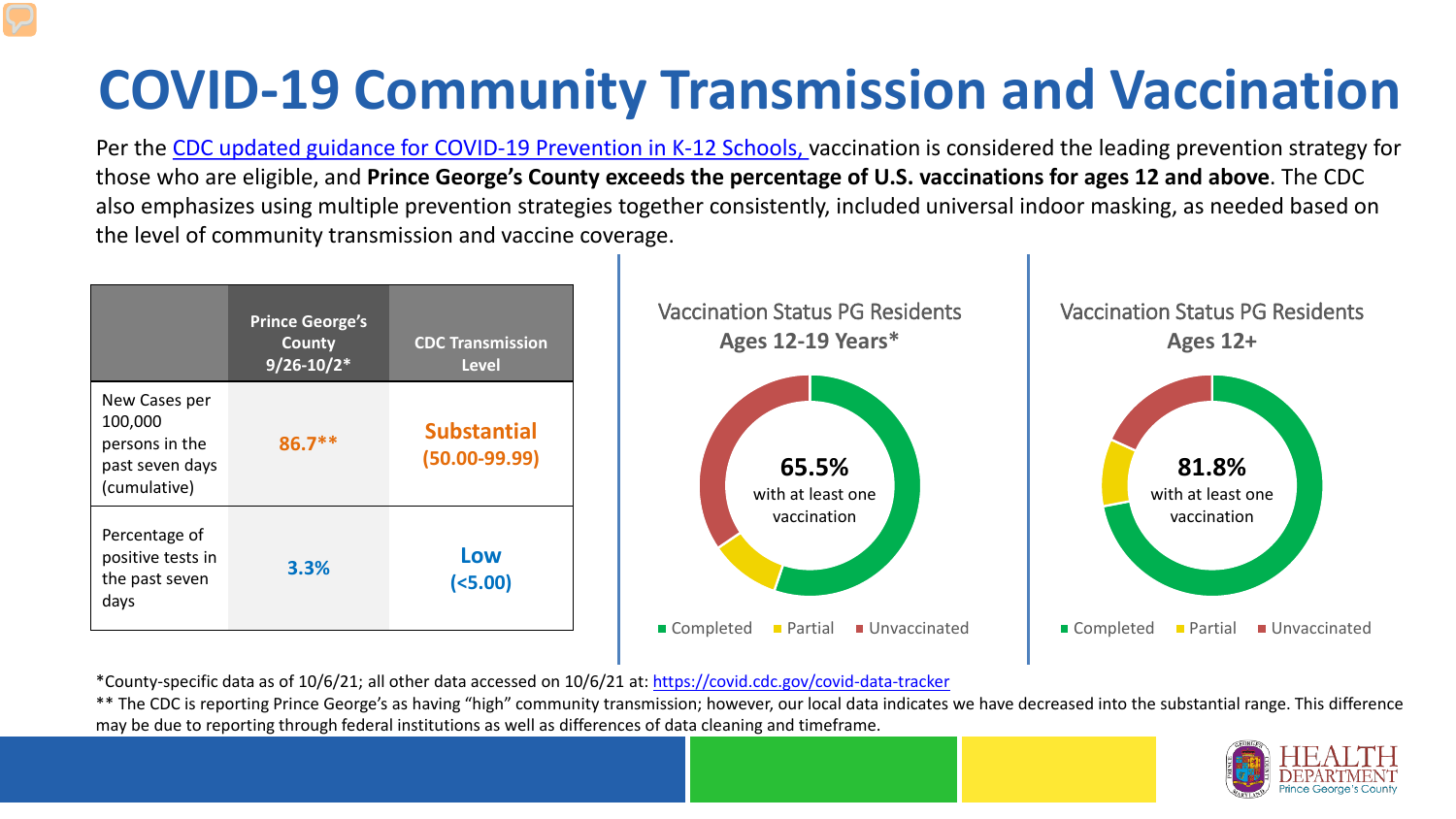# COVID-19 Community Transmission and Vaccination

Per the CDC updated guidance for COVID-19 Prevention in K-12 Schools, vaccination is considered the leading prevention strategy for those who are eligible, and **Prince George's County exceeds the percentage of U.S. vaccinations for ages 12 and above**. The CDC also emphasizes using multiple prevention strategies together consistently, included universal indoor masking, as needed based on the level of community transmission and vaccine coverage.

| | Prince George's County 9/26-10/2* | CDC Transmission Level |
|---|---|---|
| New Cases per 100,000 persons in the past seven days (cumulative) | 86.7** | Substantial (50.00-99.99) |
| Percentage of positive tests in the past seven days | 3.3% | Low (<5.00) |

Vaccination Status PG Residents Ages 12-19 Years*

65.5% with at least one vaccination

Completed | Partial | Unvaccinated

Vaccination Status PG Residents Ages 12+

81.8% with at least one vaccination

Completed | Partial | Unvaccinated

*County-specific data as of 10/6/21; all other data accessed on 10/6/21 at: https://covid.cdc.gov/covid-data-tracker

** The CDC is reporting Prince George's as having "high" community transmission; however, our local data indicates we have decreased into the substantial range. This difference may be due to reporting through federal institutions as well as differences of data cleaning and timeframe.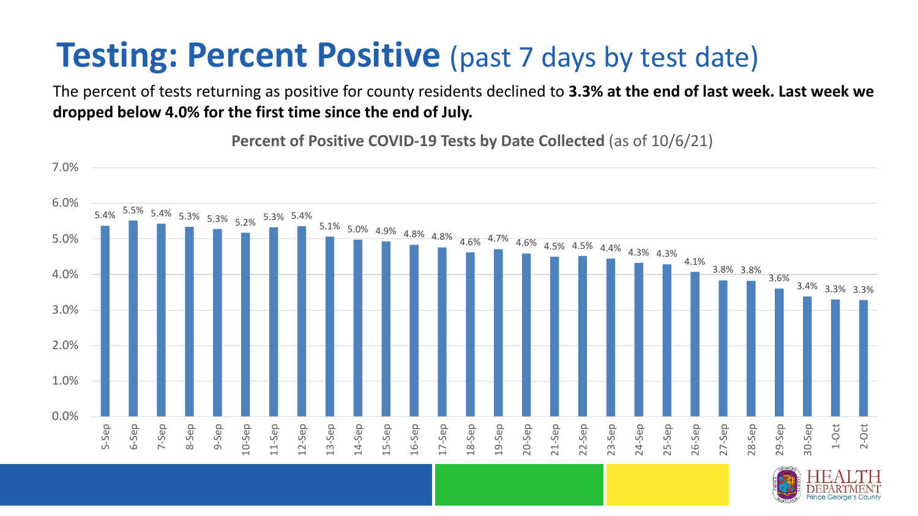# Testing: Percent Positive (past 7 days by test date)

The percent of tests returning as positive for county residents declined to **3.3% at the end of last week. Last week we dropped below 4.0% for the first time since the end of July.**

**Percent of Positive COVID-19 Tests by Date Collected** (as of 10/6/21)

| Date | Percent Positive |
|---|---|
| 5-Sep | 5.4% |
| 6-Sep | 5.5% |
| 7-Sep | 5.4% |
| 8-Sep | 5.3% |
| 9-Sep | 5.3% |
| 10-Sep | 5.2% |
| 11-Sep | 5.3% |
| 12-Sep | 5.4% |
| 13-Sep | 5.1% |
| 14-Sep | 5.0% |
| 15-Sep | 4.9% |
| 16-Sep | 4.8% |
| 17-Sep | 4.8% |
| 18-Sep | 4.6% |
| 19-Sep | 4.7% |
| 20-Sep | 4.6% |
| 21-Sep | 4.5% |
| 22-Sep | 4.5% |
| 23-Sep | 4.4% |
| 24-Sep | 4.3% |
| 25-Sep | 4.3% |
| 26-Sep | 4.1% |
| 27-Sep | 3.8% |
| 28-Sep | 3.8% |
| 29-Sep | 3.6% |
| 30-Sep | 3.4% |
| 1-Oct | 3.3% |
| 2-Oct | 3.3% |

HEALTH DEPARTMENT Prince George's County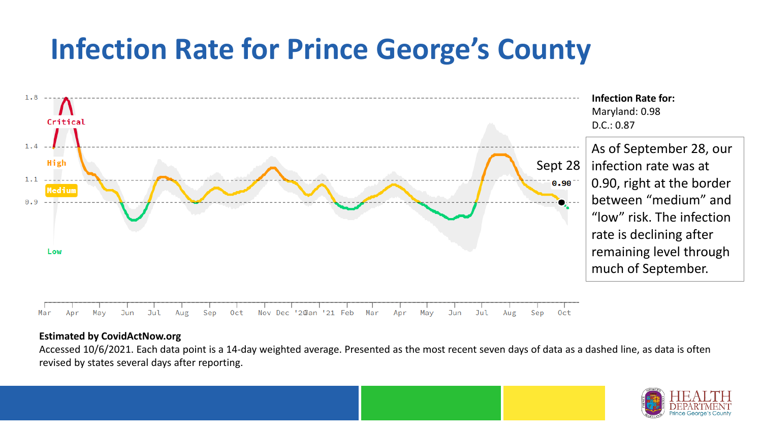# Infection Rate for Prince George's County

**Infection Rate for:**
Maryland: 0.98
D.C.: 0.87

As of September 28, our infection rate was at 0.90, right at the border between "medium" and "low" risk. The infection rate is declining after remaining level through much of September.

**Estimated by CovidActNow.org**

Accessed 10/6/2021. Each data point is a 14-day weighted average. Presented as the most recent seven days of data as a dashed line, as data is often revised by states several days after reporting.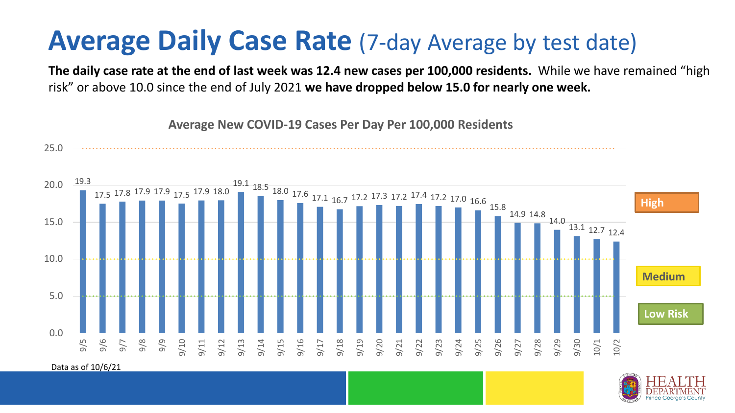# Average Daily Case Rate (7-day Average by test date)

**The daily case rate at the end of last week was 12.4 new cases per 100,000 residents.** While we have remained "high risk" or above 10.0 since the end of July 2021 **we have dropped below 15.0 for nearly one week.**

**Average New COVID-19 Cases Per Day Per 100,000 Residents**

| Date | Cases per 100,000 |
| --- | --- |
| 9/5 | 19.3 |
| 9/6 | 17.5 |
| 9/7 | 17.8 |
| 9/8 | 17.9 |
| 9/9 | 17.9 |
| 9/10 | 17.5 |
| 9/11 | 17.9 |
| 9/12 | 18.0 |
| 9/13 | 19.1 |
| 9/14 | 18.5 |
| 9/15 | 18.0 |
| 9/16 | 17.6 |
| 9/17 | 17.1 |
| 9/18 | 16.7 |
| 9/19 | 17.2 |
| 9/20 | 17.3 |
| 9/21 | 17.2 |
| 9/22 | 17.4 |
| 9/23 | 17.2 |
| 9/24 | 17.0 |
| 9/25 | 16.6 |
| 9/26 | 15.8 |
| 9/27 | 14.9 |
| 9/28 | 14.8 |
| 9/29 | 14.0 |
| 9/30 | 13.1 |
| 10/1 | 12.7 |
| 10/2 | 12.4 |

Risk levels: High, Medium, Low Risk

Data as of 10/6/21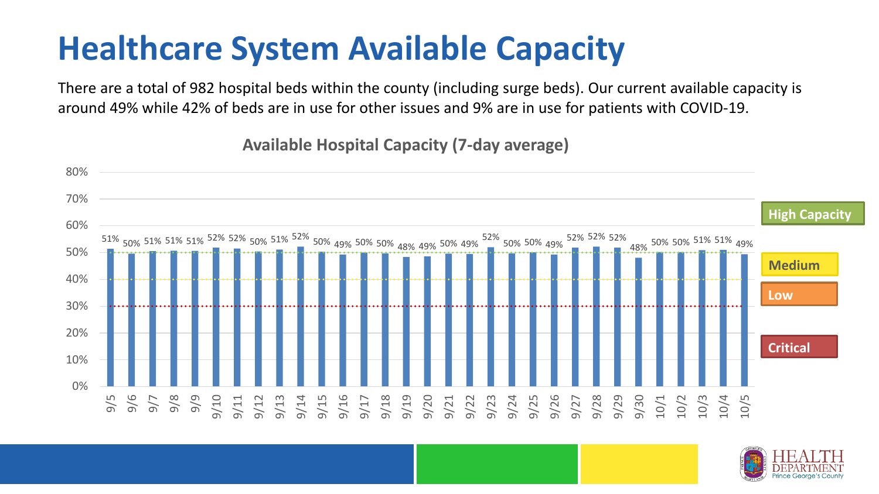# Healthcare System Available Capacity

There are a total of 982 hospital beds within the county (including surge beds). Our current available capacity is around 49% while 42% of beds are in use for other issues and 9% are in use for patients with COVID-19.

Available Hospital Capacity (7-day average)

80%
70%
60%
50%
40%
30%
20%
10%
0%

51% 50% 51% 51% 51% 52% 52% 50% 51% 52% 50% 49% 50% 50% 48% 49% 50% 49% 52% 50% 50% 49% 52% 52% 52% 48% 50% 50% 51% 51% 49%

9/5 9/6 9/7 9/8 9/9 9/10 9/11 9/12 9/13 9/14 9/15 9/16 9/17 9/18 9/19 9/20 9/21 9/22 9/23 9/24 9/25 9/26 9/27 9/28 9/29 9/30 10/1 10/2 10/3 10/4 10/5

High Capacity

Medium

Low

Critical

HEALTH DEPARTMENT
Prince George's County